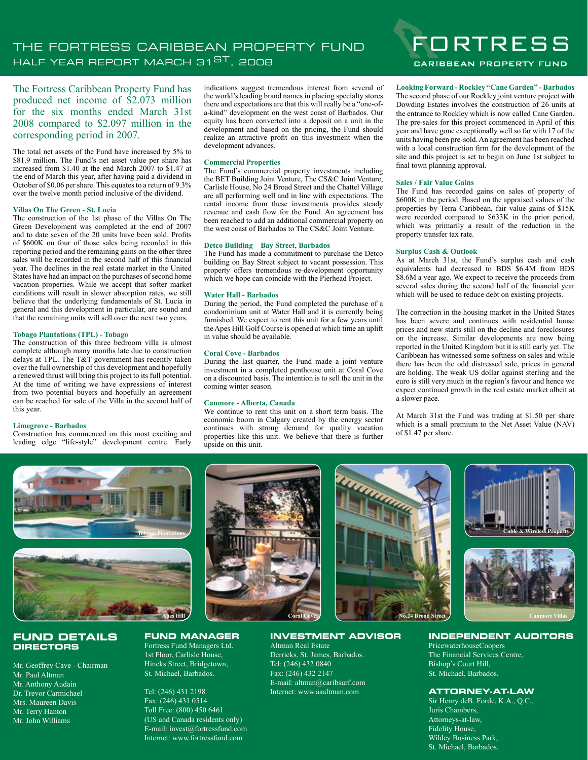# THE FORTRESS CARIBBEAN PROPERTY FUND

## HALF YEAR REPORT MARCH 31ST, 2008

FORTRESS
CARIBBEAN PROPERTY FUND

The Fortress Caribbean Property Fund has produced net income of $2.073 million for the six months ended March 31st 2008 compared to $2.097 million in the corresponding period in 2007.

The total net assets of the Fund have increased by 5% to $81.9 million. The Fund's net asset value per share has increased from $1.40 at the end March 2007 to $1.47 at the end of March this year, after having paid a dividend in October of $0.06 per share. This equates to a return of 9.3% over the twelve month period inclusive of the dividend.

### Villas On The Green - St. Lucia

The construction of the 1st phase of the Villas On The Green Development was completed at the end of 2007 and to date seven of the 20 units have been sold. Profits of $600K on four of those sales being recorded in this reporting period and the remaining gains on the other three sales will be recorded in the second half of this financial year. The declines in the real estate market in the United States have had an impact on the purchases of second home vacation properties. While we accept that softer market conditions will result in slower absorption rates, we still believe that the underlying fundamentals of St. Lucia in general and this development in particular, are sound and that the remaining units will sell over the next two years.

### Tobago Plantations (TPL) - Tobago

The construction of this three bedroom villa is almost complete although many months late due to construction delays at TPL. The T&T government has recently taken over the full ownership of this development and hopefully a renewed thrust will bring this project to its full potential. At the time of writing we have expressions of interest from two potential buyers and hopefully an agreement can be reached for sale of the Villa in the second half of this year.

### Limegrove - Barbados

Construction has commenced on this most exciting and leading edge "life-style" development centre. Early indications suggest tremendous interest from several of the world's leading brand names in placing specialty stores there and expectations are that this will really be a "one-of-a-kind" development on the west coast of Barbados. Our equity has been converted into a deposit on a unit in the development and based on the pricing, the Fund should realize an attractive profit on this investment when the development advances.

### Commercial Properties

The Fund's commercial property investments including the BET Building Joint Venture, The CS&C Joint Venture, Carlisle House, No 24 Broad Street and the Chattel Village are all performing well and in line with expectations. The rental income from these investments provides steady revenue and cash flow for the Fund. An agreement has been reached to add an additional commercial property on the west coast of Barbados to The CS&C Joint Venture.

### Detco Building – Bay Street, Barbados

The Fund has made a commitment to purchase the Detco building on Bay Street subject to vacant possession. This property offers tremendous re-development opportunity which we hope can coincide with the Pierhead Project.

### Water Hall - Barbados

During the period, the Fund completed the purchase of a condominium unit at Water Hall and it is currently being furnished. We expect to rent this unit for a few years until the Apes Hill Golf Course is opened at which time an uplift in value should be available.

### Coral Cove - Barbados

During the last quarter, the Fund made a joint venture investment in a completed penthouse unit at Coral Cove on a discounted basis. The intention is to sell the unit in the coming winter season.

### Canmore - Alberta, Canada

We continue to rent this unit on a short term basis. The economic boom in Calgary created by the energy sector continues with strong demand for quality vacation properties like this unit. We believe that there is further upside on this unit.

### Looking Forward - Rockley "Cane Garden" - Barbados

The second phase of our Rockley joint venture project with Dowding Estates involves the construction of 26 units at the entrance to Rockley which is now called Cane Garden. The pre-sales for this project commenced in April of this year and have gone exceptionally well so far with 17 of the units having been pre-sold. An agreement has been reached with a local construction firm for the development of the site and this project is set to begin on June 1st subject to final town planning approval.

### Sales / Fair Value Gains

The Fund has recorded gains on sales of property of $600K in the period. Based on the appraised values of the properties by Terra Caribbean, fair value gains of $15K were recorded compared to $633K in the prior period, which was primarily a result of the reduction in the property transfer tax rate.

### Surplus Cash & Outlook

As at March 31st, the Fund's surplus cash and cash equivalents had decreased to BDS $6.4M from BDS $8.6M a year ago. We expect to receive the proceeds from several sales during the second half of the financial year which will be used to reduce debt on existing projects.

The correction in the housing market in the United States has been severe and continues with residential house prices and new starts still on the decline and foreclosures on the increase. Similar developments are now being reported in the United Kingdom but it is still early yet. The Caribbean has witnessed some softness on sales and while there has been the odd distressed sale, prices in general are holding. The weak US dollar against sterling and the euro is still very much in the region's favour and hence we expect continued growth in the real estate market albeit at a slower pace.

At March 31st the Fund was trading at $1.50 per share which is a small premium to the Net Asset Value (NAV) of $1.47 per share.

Tobago Plantations

Apes Hill

Coral Cove

No.24 Broad Street

Cable & Wireless Property

Canmore Villas

## FUND DETAILS

### DIRECTORS

Mr. Geoffrey Cave - Chairman
Mr. Paul Altman
Mr. Anthony Audain
Dr. Trevor Carmichael
Mrs. Maureen Davis
Mr. Terry Hanton
Mr. John Williams

### FUND MANAGER

Fortress Fund Managers Ltd.
1st Floor, Carlisle House,
Hincks Street, Bridgetown,
St. Michael, Barbados.

Tel: (246) 431 2198
Fax: (246) 431 0514
Toll Free: (800) 450 6461
(US and Canada residents only)
E-mail: invest@fortressfund.com
Internet: www.fortressfund.com

### INVESTMENT ADVISOR

Altman Real Estate
Derricks, St. James, Barbados.
Tel: (246) 432 0840
Fax: (246) 432 2147
E-mail: altman@caribsurf.com
Internet: www.aaaltman.com

### INDEPENDENT AUDITORS

PricewaterhouseCoopers
The Financial Services Centre,
Bishop's Court Hill,
St. Michael, Barbados.

### ATTORNEY-AT-LAW

Sir Henry deB. Forde, K.A., Q.C.,
Juris Chambers,
Attorneys-at-law,
Fidelity House,
Wildey Business Park,
St. Michael, Barbados.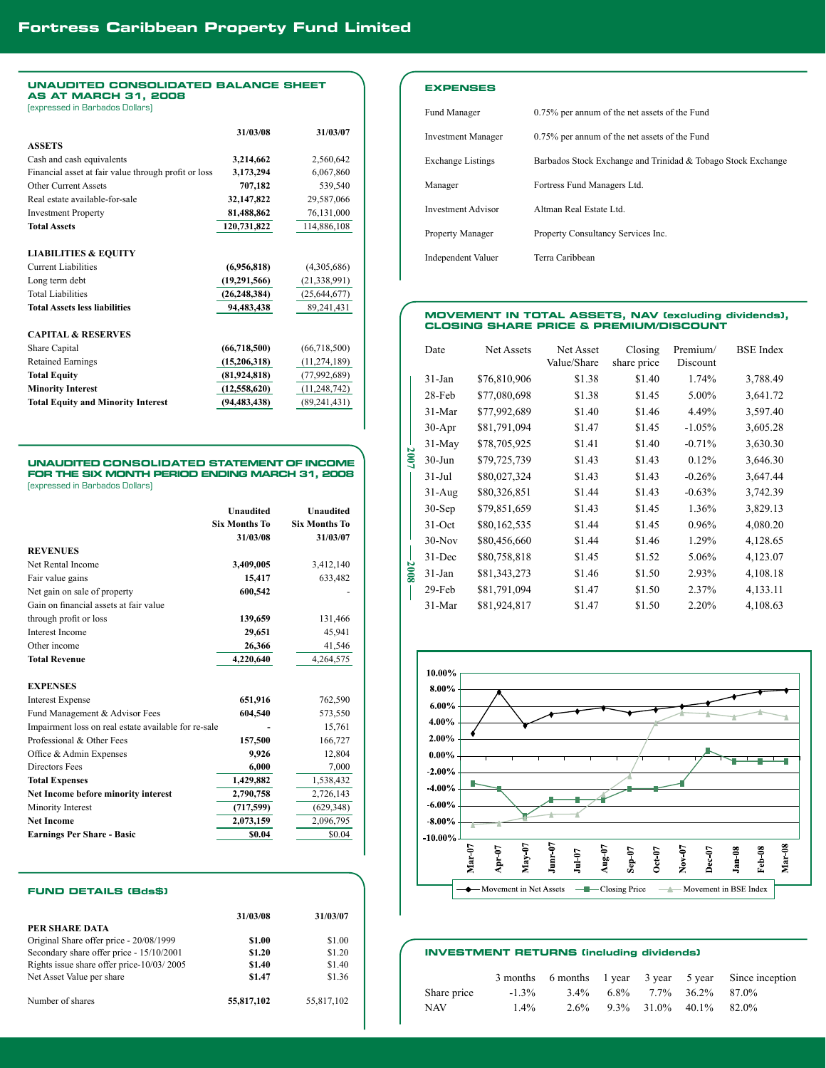# Fortress Caribbean Property Fund Limited

## UNAUDITED CONSOLIDATED BALANCE SHEET AS AT MARCH 31, 2008

(expressed in Barbados Dollars)

| | 31/03/08 | 31/03/07 |
|---|---|---|
| **ASSETS** | | |
| Cash and cash equivalents | **3,214,662** | 2,560,642 |
| Financial asset at fair value through profit or loss | **3,173,294** | 6,067,860 |
| Other Current Assets | **707,182** | 539,540 |
| Real estate available-for-sale | **32,147,822** | 29,587,066 |
| Investment Property | **81,488,862** | 76,131,000 |
| **Total Assets** | **120,731,822** | 114,886,108 |
| **LIABILITIES & EQUITY** | | |
| Current Liabilities | **(6,956,818)** | (4,305,686) |
| Long term debt | **(19,291,566)** | (21,338,991) |
| Total Liabilities | **(26,248,384)** | (25,644,677) |
| **Total Assets less liabilities** | **94,483,438** | 89,241,431 |
| **CAPITAL & RESERVES** | | |
| Share Capital | **(66,718,500)** | (66,718,500) |
| Retained Earnings | **(15,206,318)** | (11,274,189) |
| **Total Equity** | **(81,924,818)** | (77,992,689) |
| **Minority Interest** | **(12,558,620)** | (11,248,742) |
| **Total Equity and Minority Interest** | **(94,483,438)** | (89,241,431) |

## UNAUDITED CONSOLIDATED STATEMENT OF INCOME FOR THE SIX MONTH PERIOD ENDING MARCH 31, 2008

(expressed in Barbados Dollars)

| | Unaudited Six Months To 31/03/08 | Unaudited Six Months To 31/03/07 |
|---|---|---|
| **REVENUES** | | |
| Net Rental Income | **3,409,005** | 3,412,140 |
| Fair value gains | **15,417** | 633,482 |
| Net gain on sale of property | **600,542** | - |
| Gain on financial assets at fair value through profit or loss | **139,659** | 131,466 |
| Interest Income | **29,651** | 45,941 |
| Other income | **26,366** | 41,546 |
| **Total Revenue** | **4,220,640** | 4,264,575 |
| **EXPENSES** | | |
| Interest Expense | **651,916** | 762,590 |
| Fund Management & Advisor Fees | **604,540** | 573,550 |
| Impairment loss on real estate available for re-sale | **-** | 15,761 |
| Professional & Other Fees | **157,500** | 166,727 |
| Office & Admin Expenses | **9,926** | 12,804 |
| Directors Fees | **6,000** | 7,000 |
| **Total Expenses** | **1,429,882** | 1,538,432 |
| **Net Income before minority interest** | **2,790,758** | 2,726,143 |
| Minority Interest | **(717,599)** | (629,348) |
| **Net Income** | **2,073,159** | 2,096,795 |
| **Earnings Per Share - Basic** | **$0.04** | $0.04 |

## FUND DETAILS (Bds$)

| | 31/03/08 | 31/03/07 |
|---|---|---|
| **PER SHARE DATA** | | |
| Original Share offer price - 20/08/1999 | **$1.00** | $1.00 |
| Secondary share offer price - 15/10/2001 | **$1.20** | $1.20 |
| Rights issue share offer price-10/03/ 2005 | **$1.40** | $1.40 |
| Net Asset Value per share | **$1.47** | $1.36 |
| Number of shares | **55,817,102** | 55,817,102 |

## EXPENSES

| | |
|---|---|
| Fund Manager | 0.75% per annum of the net assets of the Fund |
| Investment Manager | 0.75% per annum of the net assets of the Fund |
| Exchange Listings | Barbados Stock Exchange and Trinidad & Tobago Stock Exchange |
| Manager | Fortress Fund Managers Ltd. |
| Investment Advisor | Altman Real Estate Ltd. |
| Property Manager | Property Consultancy Services Inc. |
| Independent Valuer | Terra Caribbean |

## MOVEMENT IN TOTAL ASSETS, NAV (excluding dividends), CLOSING SHARE PRICE & PREMIUM/DISCOUNT

| | Date | Net Assets | Net Asset Value/Share | Closing share price | Premium/ Discount | BSE Index |
|---|---|---|---|---|---|---|
| 2007 | 31-Jan | $76,810,906 | $1.38 | $1.40 | 1.74% | 3,788.49 |
| | 28-Feb | $77,080,698 | $1.38 | $1.45 | 5.00% | 3,641.72 |
| | 31-Mar | $77,992,689 | $1.40 | $1.46 | 4.49% | 3,597.40 |
| | 30-Apr | $81,791,094 | $1.47 | $1.45 | -1.05% | 3,605.28 |
| | 31-May | $78,705,925 | $1.41 | $1.40 | -0.71% | 3,630.30 |
| | 30-Jun | $79,725,739 | $1.43 | $1.43 | 0.12% | 3,646.30 |
| | 31-Jul | $80,027,324 | $1.43 | $1.43 | -0.26% | 3,647.44 |
| | 31-Aug | $80,326,851 | $1.44 | $1.43 | -0.63% | 3,742.39 |
| | 30-Sep | $79,851,659 | $1.43 | $1.45 | 1.36% | 3,829.13 |
| | 31-Oct | $80,162,535 | $1.44 | $1.45 | 0.96% | 4,080.20 |
| | 30-Nov | $80,456,660 | $1.44 | $1.46 | 1.29% | 4,128.65 |
| | 31-Dec | $80,758,818 | $1.45 | $1.52 | 5.06% | 4,123.07 |
| 2008 | 31-Jan | $81,343,273 | $1.46 | $1.50 | 2.93% | 4,108.18 |
| | 29-Feb | $81,791,094 | $1.47 | $1.50 | 2.37% | 4,133.11 |
| | 31-Mar | $81,924,817 | $1.47 | $1.50 | 2.20% | 4,108.63 |

10.00%
8.00%
6.00%
4.00%
2.00%
0.00%
-2.00%
-4.00%
-6.00%
-8.00%
-10.00%

Mar-07 Apr-07 May-07 Junr-07 Jul-07 Aug-07 Sep-07 Oct-07 Nov-07 Dec-07 Jan-08 Feb-08 Mar-08

Movement in Net Assets — Closing Price — Movement in BSE Index

## INVESTMENT RETURNS (including dividends)

| | 3 months | 6 months | 1 year | 3 year | 5 year | Since inception |
|---|---|---|---|---|---|---|
| Share price | -1.3% | 3.4% | 6.8% | 7.7% | 36.2% | 87.0% |
| NAV | 1.4% | 2.6% | 9.3% | 31.0% | 40.1% | 82.0% |